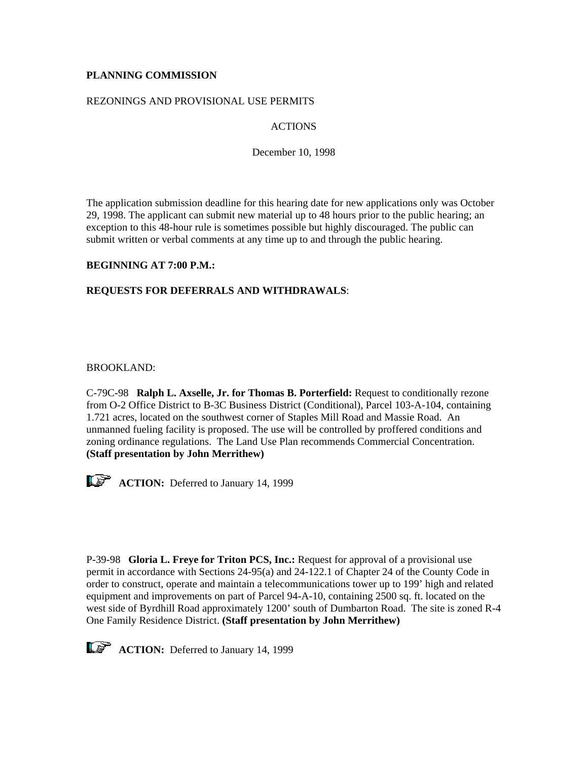**PLANNING COMMISSION**

REZONINGS AND PROVISIONAL USE PERMITS

ACTIONS

December 10, 1998

The application submission deadline for this hearing date for new applications only was October 29, 1998. The applicant can submit new material up to 48 hours prior to the public hearing; an exception to this 48-hour rule is sometimes possible but highly discouraged. The public can submit written or verbal comments at any time up to and through the public hearing.

**BEGINNING AT 7:00 P.M.:**

**REQUESTS FOR DEFERRALS AND WITHDRAWALS**:

BROOKLAND:

C-79C-98 **Ralph L. Axselle, Jr. for Thomas B. Porterfield:** Request to conditionally rezone from O-2 Office District to B-3C Business District (Conditional), Parcel 103-A-104, containing 1.721 acres, located on the southwest corner of Staples Mill Road and Massie Road. An unmanned fueling facility is proposed. The use will be controlled by proffered conditions and zoning ordinance regulations. The Land Use Plan recommends Commercial Concentration. **(Staff presentation by John Merrithew)**

**ACTION:** Deferred to January 14, 1999

P-39-98 **Gloria L. Freye for Triton PCS, Inc.:** Request for approval of a provisional use permit in accordance with Sections 24-95(a) and 24-122.1 of Chapter 24 of the County Code in order to construct, operate and maintain a telecommunications tower up to 199' high and related equipment and improvements on part of Parcel 94-A-10, containing 2500 sq. ft. located on the west side of Byrdhill Road approximately 1200' south of Dumbarton Road. The site is zoned R-4 One Family Residence District. **(Staff presentation by John Merrithew)**

**ACTION:** Deferred to January 14, 1999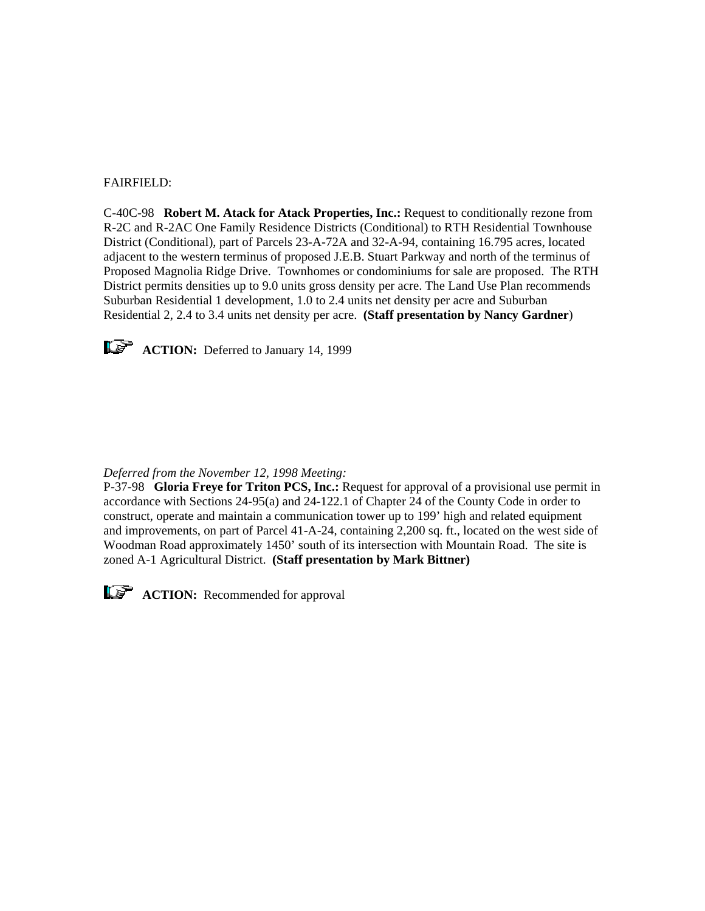FAIRFIELD:

C-40C-98 **Robert M. Atack for Atack Properties, Inc.:** Request to conditionally rezone from R-2C and R-2AC One Family Residence Districts (Conditional) to RTH Residential Townhouse District (Conditional), part of Parcels 23-A-72A and 32-A-94, containing 16.795 acres, located adjacent to the western terminus of proposed J.E.B. Stuart Parkway and north of the terminus of Proposed Magnolia Ridge Drive. Townhomes or condominiums for sale are proposed. The RTH District permits densities up to 9.0 units gross density per acre. The Land Use Plan recommends Suburban Residential 1 development, 1.0 to 2.4 units net density per acre and Suburban Residential 2, 2.4 to 3.4 units net density per acre. **(Staff presentation by Nancy Gardner**)

**ACTION:** Deferred to January 14, 1999

*Deferred from the November 12, 1998 Meeting:*

P-37-98 **Gloria Freye for Triton PCS, Inc.:** Request for approval of a provisional use permit in accordance with Sections 24-95(a) and 24-122.1 of Chapter 24 of the County Code in order to construct, operate and maintain a communication tower up to 199' high and related equipment and improvements, on part of Parcel 41-A-24, containing 2,200 sq. ft., located on the west side of Woodman Road approximately 1450' south of its intersection with Mountain Road. The site is zoned A-1 Agricultural District. **(Staff presentation by Mark Bittner)**

**ACTION:** Recommended for approval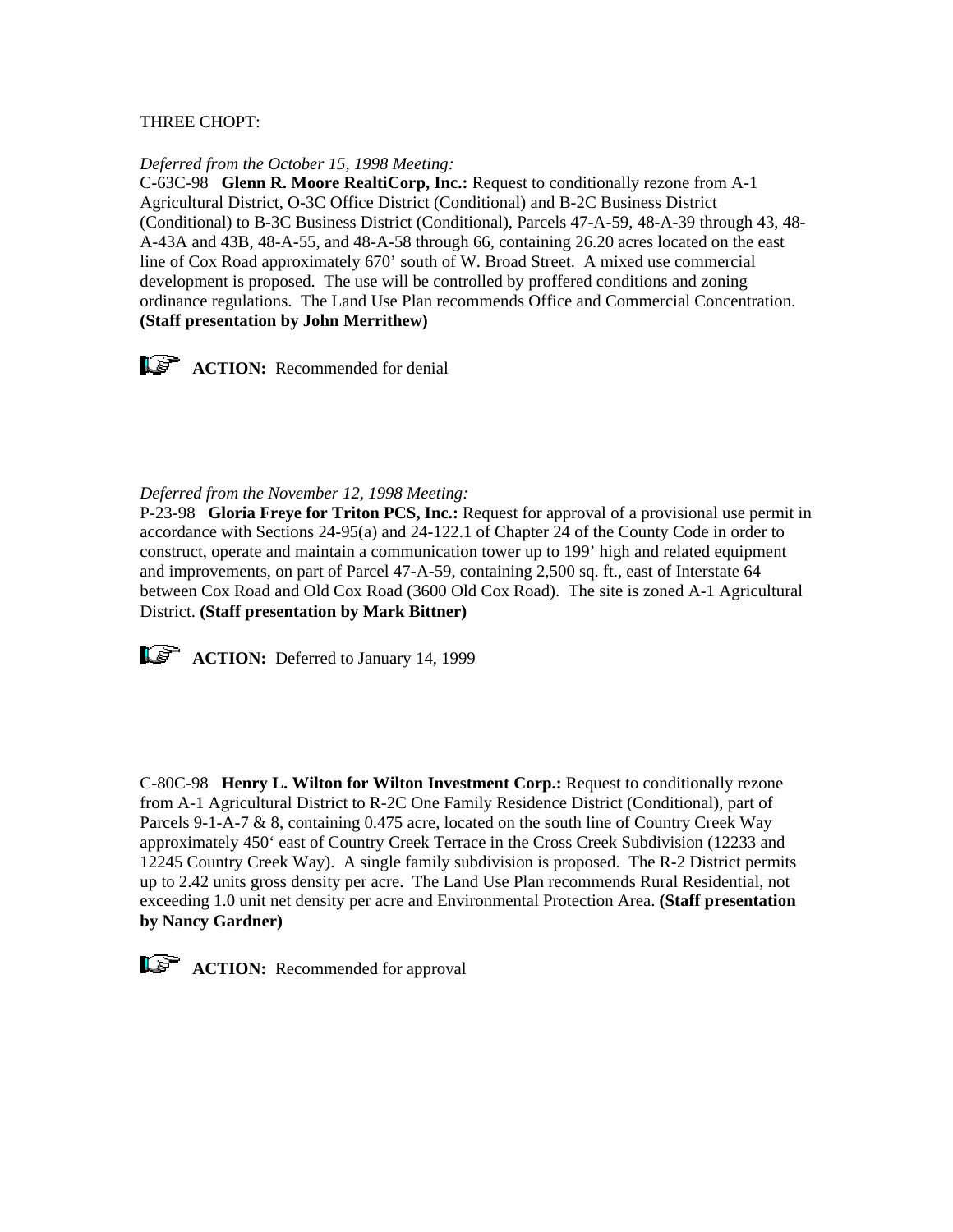THREE CHOPT:

*Deferred from the October 15, 1998 Meeting:*

C-63C-98 **Glenn R. Moore RealtiCorp, Inc.:** Request to conditionally rezone from A-1 Agricultural District, O-3C Office District (Conditional) and B-2C Business District (Conditional) to B-3C Business District (Conditional), Parcels 47-A-59, 48-A-39 through 43, 48-A-43A and 43B, 48-A-55, and 48-A-58 through 66, containing 26.20 acres located on the east line of Cox Road approximately 670' south of W. Broad Street. A mixed use commercial development is proposed. The use will be controlled by proffered conditions and zoning ordinance regulations. The Land Use Plan recommends Office and Commercial Concentration. **(Staff presentation by John Merrithew)**

**ACTION:** Recommended for denial

*Deferred from the November 12, 1998 Meeting:*

P-23-98 **Gloria Freye for Triton PCS, Inc.:** Request for approval of a provisional use permit in accordance with Sections 24-95(a) and 24-122.1 of Chapter 24 of the County Code in order to construct, operate and maintain a communication tower up to 199' high and related equipment and improvements, on part of Parcel 47-A-59, containing 2,500 sq. ft., east of Interstate 64 between Cox Road and Old Cox Road (3600 Old Cox Road). The site is zoned A-1 Agricultural District. **(Staff presentation by Mark Bittner)**

**ACTION:** Deferred to January 14, 1999

C-80C-98 **Henry L. Wilton for Wilton Investment Corp.:** Request to conditionally rezone from A-1 Agricultural District to R-2C One Family Residence District (Conditional), part of Parcels 9-1-A-7 & 8, containing 0.475 acre, located on the south line of Country Creek Way approximately 450' east of Country Creek Terrace in the Cross Creek Subdivision (12233 and 12245 Country Creek Way). A single family subdivision is proposed. The R-2 District permits up to 2.42 units gross density per acre. The Land Use Plan recommends Rural Residential, not exceeding 1.0 unit net density per acre and Environmental Protection Area. **(Staff presentation by Nancy Gardner)**

**ACTION:** Recommended for approval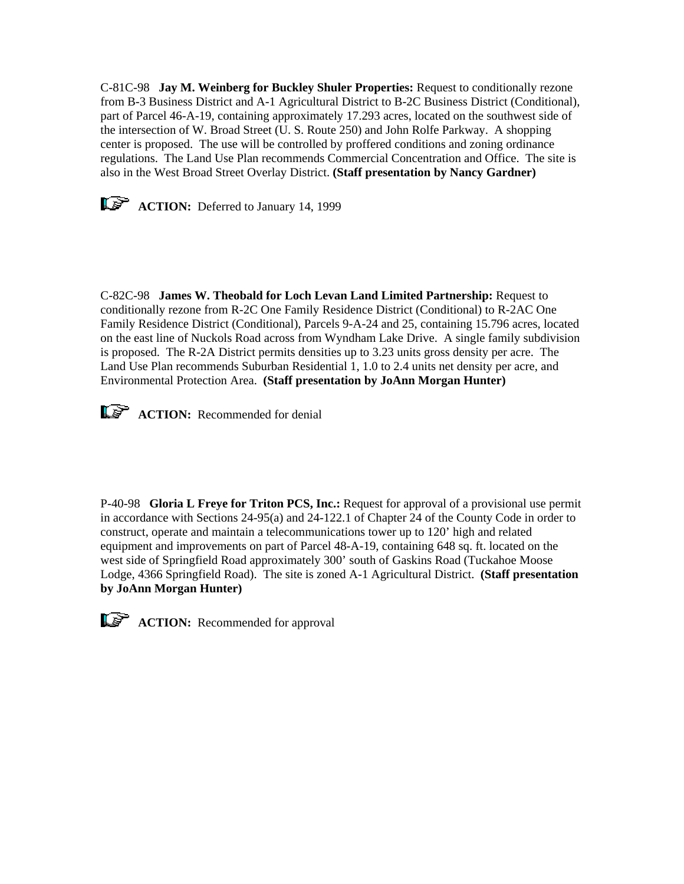C-81C-98 **Jay M. Weinberg for Buckley Shuler Properties:** Request to conditionally rezone from B-3 Business District and A-1 Agricultural District to B-2C Business District (Conditional), part of Parcel 46-A-19, containing approximately 17.293 acres, located on the southwest side of the intersection of W. Broad Street (U. S. Route 250) and John Rolfe Parkway. A shopping center is proposed. The use will be controlled by proffered conditions and zoning ordinance regulations. The Land Use Plan recommends Commercial Concentration and Office. The site is also in the West Broad Street Overlay District. **(Staff presentation by Nancy Gardner)**

**ACTION:** Deferred to January 14, 1999

C-82C-98 **James W. Theobald for Loch Levan Land Limited Partnership:** Request to conditionally rezone from R-2C One Family Residence District (Conditional) to R-2AC One Family Residence District (Conditional), Parcels 9-A-24 and 25, containing 15.796 acres, located on the east line of Nuckols Road across from Wyndham Lake Drive. A single family subdivision is proposed. The R-2A District permits densities up to 3.23 units gross density per acre. The Land Use Plan recommends Suburban Residential 1, 1.0 to 2.4 units net density per acre, and Environmental Protection Area. **(Staff presentation by JoAnn Morgan Hunter)**

**ACTION:** Recommended for denial

P-40-98 **Gloria L Freye for Triton PCS, Inc.:** Request for approval of a provisional use permit in accordance with Sections 24-95(a) and 24-122.1 of Chapter 24 of the County Code in order to construct, operate and maintain a telecommunications tower up to 120' high and related equipment and improvements on part of Parcel 48-A-19, containing 648 sq. ft. located on the west side of Springfield Road approximately 300' south of Gaskins Road (Tuckahoe Moose Lodge, 4366 Springfield Road). The site is zoned A-1 Agricultural District. **(Staff presentation by JoAnn Morgan Hunter)**

**ACTION:** Recommended for approval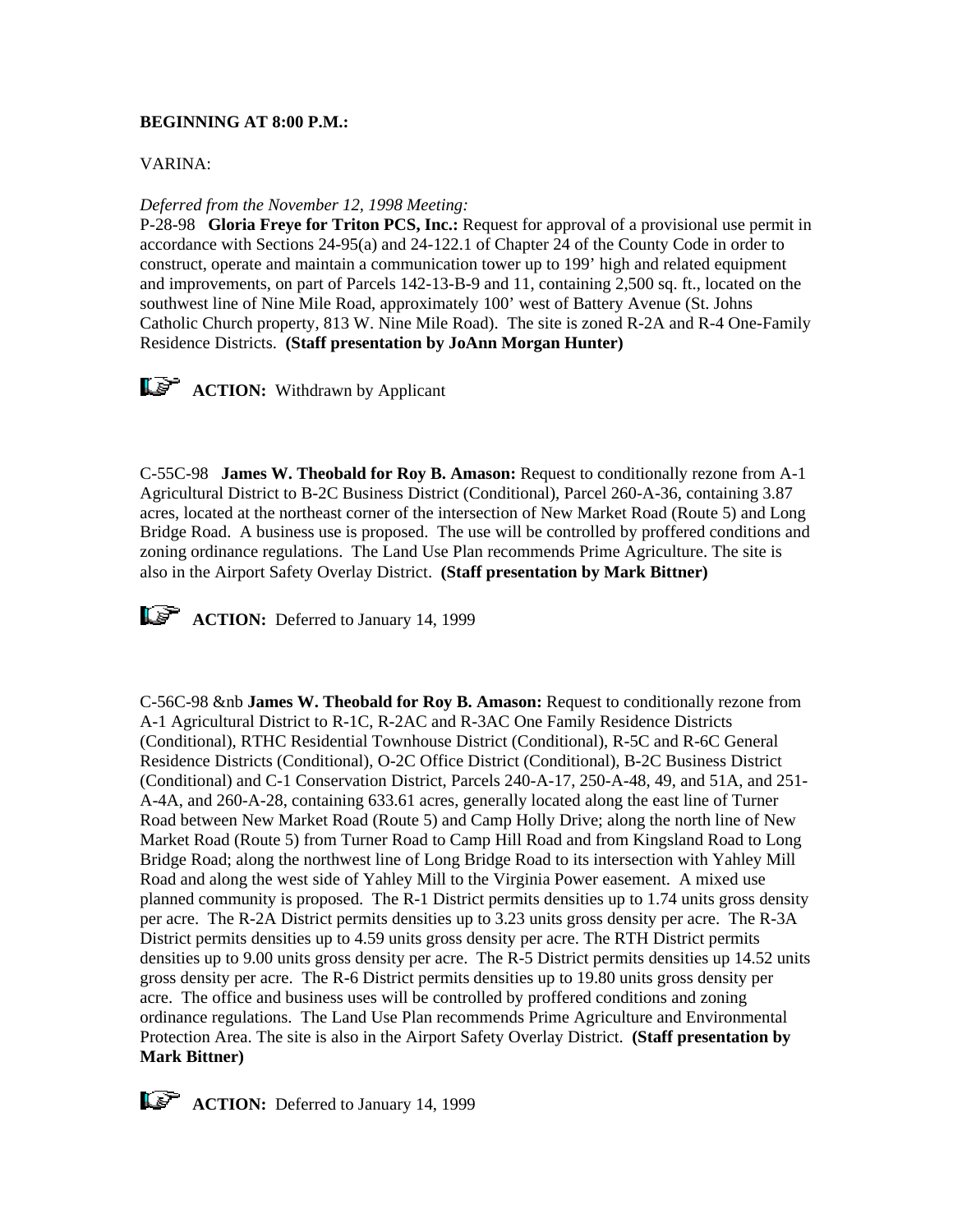**BEGINNING AT 8:00 P.M.:**

VARINA:

*Deferred from the November 12, 1998 Meeting:*
P-28-98 **Gloria Freye for Triton PCS, Inc.:** Request for approval of a provisional use permit in accordance with Sections 24-95(a) and 24-122.1 of Chapter 24 of the County Code in order to construct, operate and maintain a communication tower up to 199' high and related equipment and improvements, on part of Parcels 142-13-B-9 and 11, containing 2,500 sq. ft., located on the southwest line of Nine Mile Road, approximately 100' west of Battery Avenue (St. Johns Catholic Church property, 813 W. Nine Mile Road). The site is zoned R-2A and R-4 One-Family Residence Districts. **(Staff presentation by JoAnn Morgan Hunter)**

**ACTION:** Withdrawn by Applicant

C-55C-98 **James W. Theobald for Roy B. Amason:** Request to conditionally rezone from A-1 Agricultural District to B-2C Business District (Conditional), Parcel 260-A-36, containing 3.87 acres, located at the northeast corner of the intersection of New Market Road (Route 5) and Long Bridge Road. A business use is proposed. The use will be controlled by proffered conditions and zoning ordinance regulations. The Land Use Plan recommends Prime Agriculture. The site is also in the Airport Safety Overlay District. **(Staff presentation by Mark Bittner)**

**ACTION:** Deferred to January 14, 1999

C-56C-98 &nb **James W. Theobald for Roy B. Amason:** Request to conditionally rezone from A-1 Agricultural District to R-1C, R-2AC and R-3AC One Family Residence Districts (Conditional), RTHC Residential Townhouse District (Conditional), R-5C and R-6C General Residence Districts (Conditional), O-2C Office District (Conditional), B-2C Business District (Conditional) and C-1 Conservation District, Parcels 240-A-17, 250-A-48, 49, and 51A, and 251-A-4A, and 260-A-28, containing 633.61 acres, generally located along the east line of Turner Road between New Market Road (Route 5) and Camp Holly Drive; along the north line of New Market Road (Route 5) from Turner Road to Camp Hill Road and from Kingsland Road to Long Bridge Road; along the northwest line of Long Bridge Road to its intersection with Yahley Mill Road and along the west side of Yahley Mill to the Virginia Power easement. A mixed use planned community is proposed. The R-1 District permits densities up to 1.74 units gross density per acre. The R-2A District permits densities up to 3.23 units gross density per acre. The R-3A District permits densities up to 4.59 units gross density per acre. The RTH District permits densities up to 9.00 units gross density per acre. The R-5 District permits densities up 14.52 units gross density per acre. The R-6 District permits densities up to 19.80 units gross density per acre. The office and business uses will be controlled by proffered conditions and zoning ordinance regulations. The Land Use Plan recommends Prime Agriculture and Environmental Protection Area. The site is also in the Airport Safety Overlay District. **(Staff presentation by Mark Bittner)**

**ACTION:** Deferred to January 14, 1999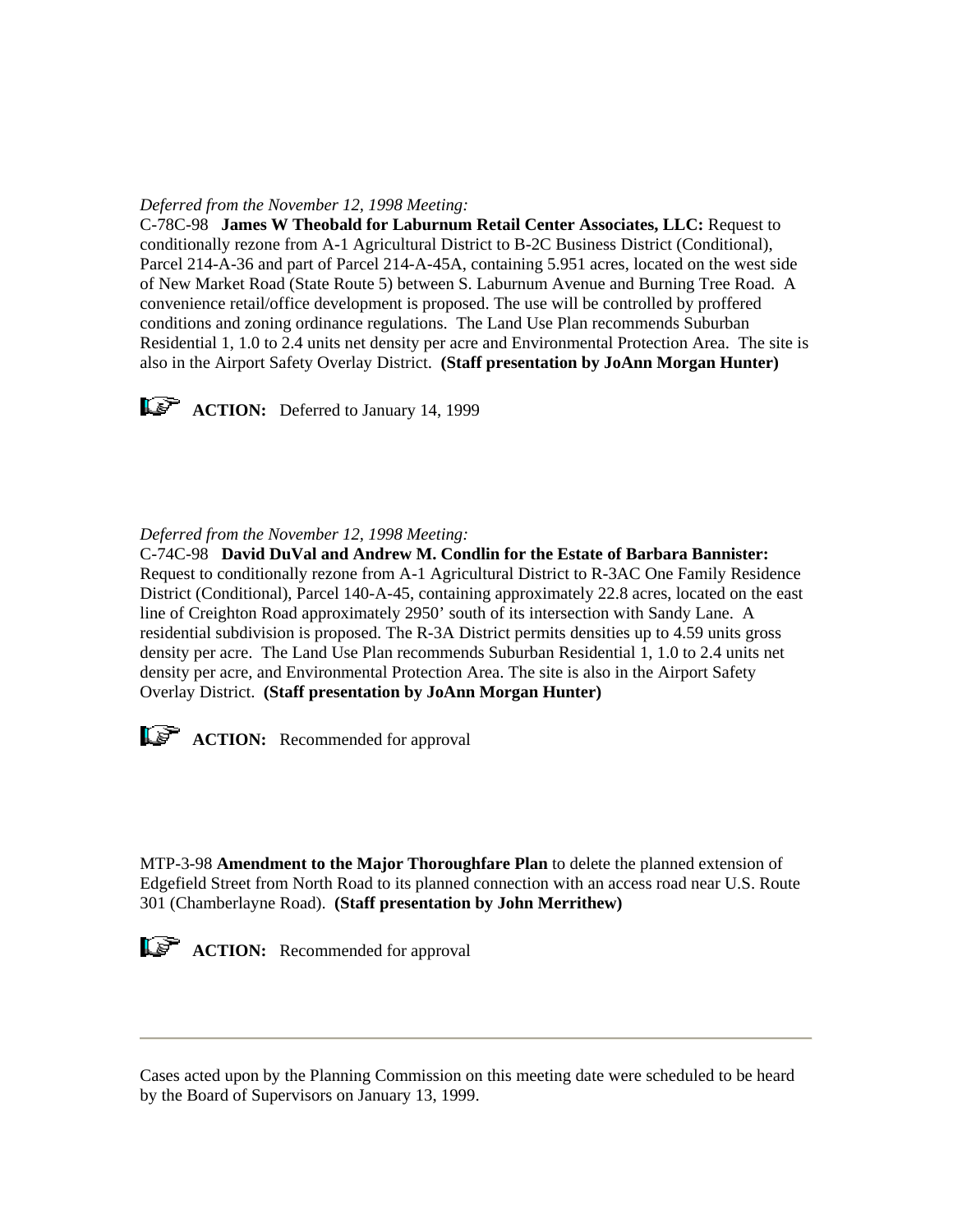*Deferred from the November 12, 1998 Meeting:*
C-78C-98 **James W Theobald for Laburnum Retail Center Associates, LLC:** Request to conditionally rezone from A-1 Agricultural District to B-2C Business District (Conditional), Parcel 214-A-36 and part of Parcel 214-A-45A, containing 5.951 acres, located on the west side of New Market Road (State Route 5) between S. Laburnum Avenue and Burning Tree Road. A convenience retail/office development is proposed. The use will be controlled by proffered conditions and zoning ordinance regulations. The Land Use Plan recommends Suburban Residential 1, 1.0 to 2.4 units net density per acre and Environmental Protection Area. The site is also in the Airport Safety Overlay District. **(Staff presentation by JoAnn Morgan Hunter)**

☞ **ACTION:** Deferred to January 14, 1999

*Deferred from the November 12, 1998 Meeting:*
C-74C-98 **David DuVal and Andrew M. Condlin for the Estate of Barbara Bannister:** Request to conditionally rezone from A-1 Agricultural District to R-3AC One Family Residence District (Conditional), Parcel 140-A-45, containing approximately 22.8 acres, located on the east line of Creighton Road approximately 2950' south of its intersection with Sandy Lane. A residential subdivision is proposed. The R-3A District permits densities up to 4.59 units gross density per acre. The Land Use Plan recommends Suburban Residential 1, 1.0 to 2.4 units net density per acre, and Environmental Protection Area. The site is also in the Airport Safety Overlay District. **(Staff presentation by JoAnn Morgan Hunter)**

☞ **ACTION:** Recommended for approval

MTP-3-98 **Amendment to the Major Thoroughfare Plan** to delete the planned extension of Edgefield Street from North Road to its planned connection with an access road near U.S. Route 301 (Chamberlayne Road). **(Staff presentation by John Merrithew)**

☞ **ACTION:** Recommended for approval

---

Cases acted upon by the Planning Commission on this meeting date were scheduled to be heard by the Board of Supervisors on January 13, 1999.